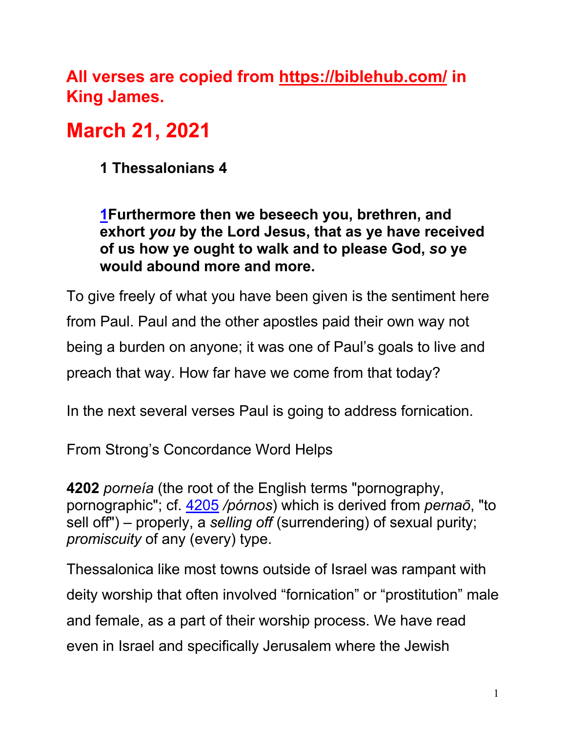**All verses are copied from https://biblehub.com/ in King James.**

# March 21, 2021

**1 Thessalonians 4**

**1Furthermore then we beseech you, brethren, and exhort *you* by the Lord Jesus, that as ye have received of us how ye ought to walk and to please God, *so* ye would abound more and more.**

To give freely of what you have been given is the sentiment here from Paul. Paul and the other apostles paid their own way not being a burden on anyone; it was one of Paul's goals to live and preach that way. How far have we come from that today?

In the next several verses Paul is going to address fornication.

From Strong's Concordance Word Helps

**4202** *porneía* (the root of the English terms "pornography, pornographic"; cf. 4205 */pórnos*) which is derived from *pernaō*, "to sell off") – properly, a *selling off* (surrendering) of sexual purity; *promiscuity* of any (every) type.

Thessalonica like most towns outside of Israel was rampant with deity worship that often involved "fornication" or "prostitution" male and female, as a part of their worship process. We have read even in Israel and specifically Jerusalem where the Jewish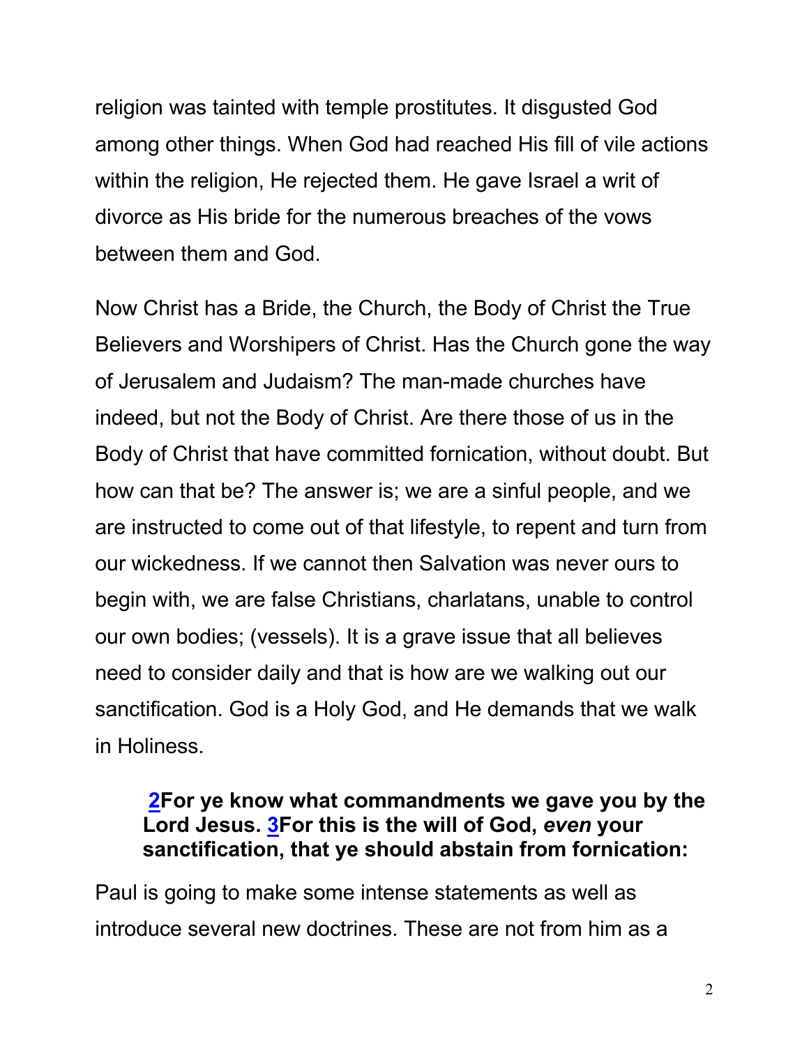religion was tainted with temple prostitutes. It disgusted God among other things. When God had reached His fill of vile actions within the religion, He rejected them. He gave Israel a writ of divorce as His bride for the numerous breaches of the vows between them and God.

Now Christ has a Bride, the Church, the Body of Christ the True Believers and Worshipers of Christ. Has the Church gone the way of Jerusalem and Judaism? The man-made churches have indeed, but not the Body of Christ. Are there those of us in the Body of Christ that have committed fornication, without doubt. But how can that be? The answer is; we are a sinful people, and we are instructed to come out of that lifestyle, to repent and turn from our wickedness. If we cannot then Salvation was never ours to begin with, we are false Christians, charlatans, unable to control our own bodies; (vessels). It is a grave issue that all believes need to consider daily and that is how are we walking out our sanctification. God is a Holy God, and He demands that we walk in Holiness.

> **2For ye know what commandments we gave you by the Lord Jesus. 3For this is the will of God, *even* your sanctification, that ye should abstain from fornication:**

Paul is going to make some intense statements as well as introduce several new doctrines. These are not from him as a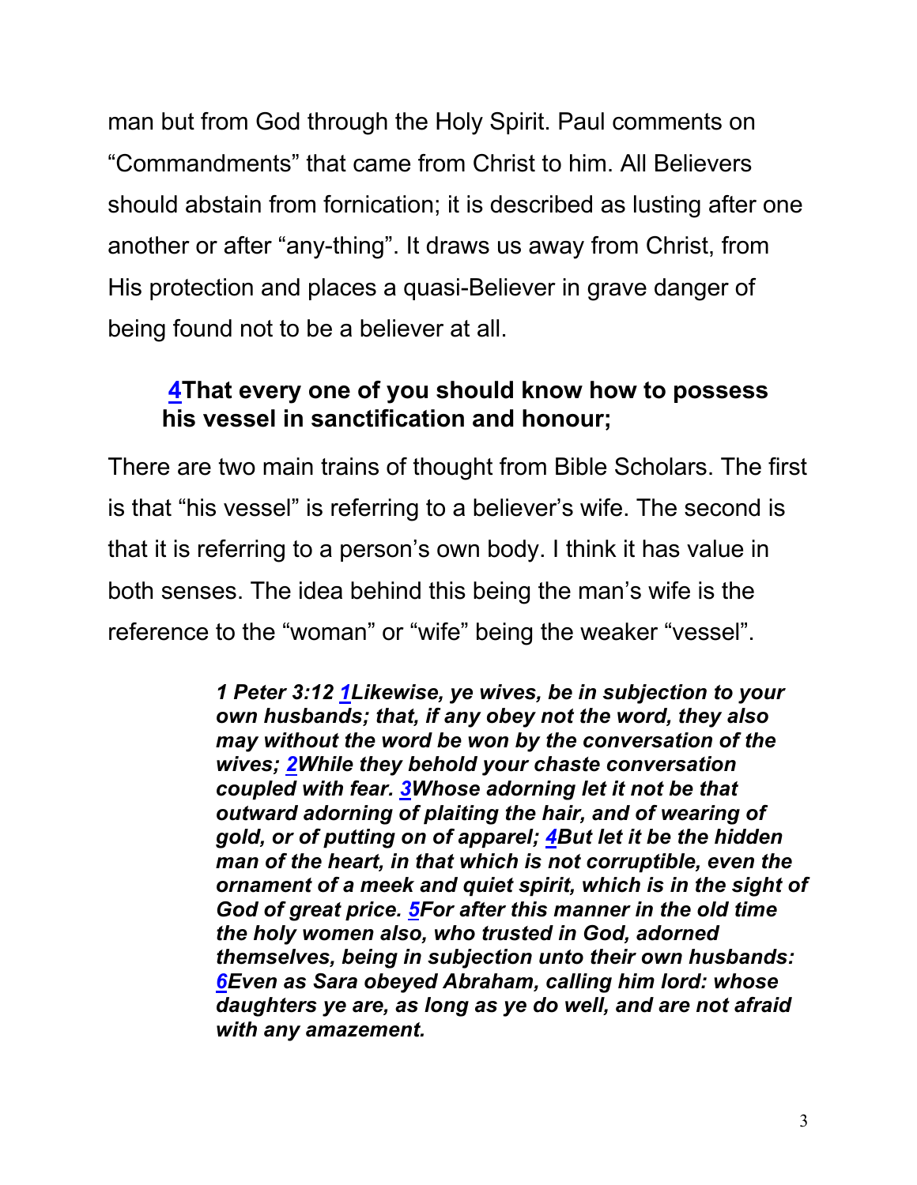man but from God through the Holy Spirit. Paul comments on "Commandments" that came from Christ to him. All Believers should abstain from fornication; it is described as lusting after one another or after "any-thing". It draws us away from Christ, from His protection and places a quasi-Believer in grave danger of being found not to be a believer at all.

> **4That every one of you should know how to possess his vessel in sanctification and honour;**

There are two main trains of thought from Bible Scholars. The first is that "his vessel" is referring to a believer's wife. The second is that it is referring to a person's own body. I think it has value in both senses. The idea behind this being the man's wife is the reference to the "woman" or "wife" being the weaker "vessel".

> ***1 Peter 3:12 1Likewise, ye wives, be in subjection to your own husbands; that, if any obey not the word, they also may without the word be won by the conversation of the wives; 2While they behold your chaste conversation coupled with fear. 3Whose adorning let it not be that outward adorning of plaiting the hair, and of wearing of gold, or of putting on of apparel; 4But let it be the hidden man of the heart, in that which is not corruptible, even the ornament of a meek and quiet spirit, which is in the sight of God of great price. 5For after this manner in the old time the holy women also, who trusted in God, adorned themselves, being in subjection unto their own husbands: 6Even as Sara obeyed Abraham, calling him lord: whose daughters ye are, as long as ye do well, and are not afraid with any amazement.***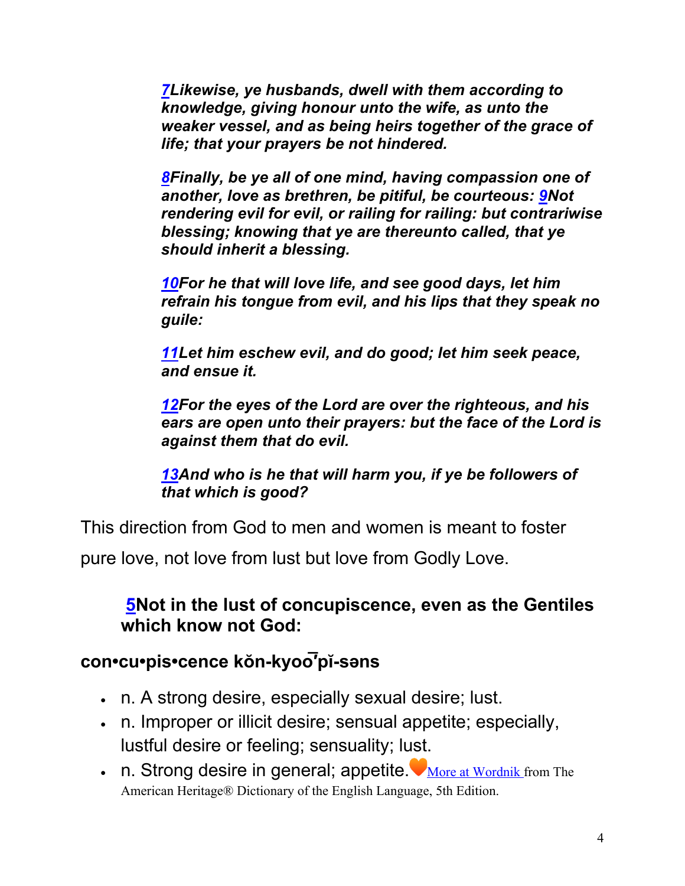***7**Likewise, ye husbands, dwell with them according to knowledge, giving honour unto the wife, as unto the weaker vessel, and as being heirs together of the grace of life; that your prayers be not hindered.*

***8**Finally, be ye all of one mind, having compassion one of another, love as brethren, be pitiful, be courteous: **9**Not rendering evil for evil, or railing for railing: but contrariwise blessing; knowing that ye are thereunto called, that ye should inherit a blessing.*

***10**For he that will love life, and see good days, let him refrain his tongue from evil, and his lips that they speak no guile:*

***11**Let him eschew evil, and do good; let him seek peace, and ensue it.*

***12**For the eyes of the Lord are over the righteous, and his ears are open unto their prayers: but the face of the Lord is against them that do evil.*

***13**And who is he that will harm you, if ye be followers of that which is good?*

This direction from God to men and women is meant to foster pure love, not love from lust but love from Godly Love.

**5Not in the lust of concupiscence, even as the Gentiles which know not God:**

**con•cu•pis•cence kŏn-kyo͞oʹpĭ-səns**

- n. A strong desire, especially sexual desire; lust.
- n. Improper or illicit desire; sensual appetite; especially, lustful desire or feeling; sensuality; lust.
- n. Strong desire in general; appetite. More at Wordnik from The American Heritage® Dictionary of the English Language, 5th Edition.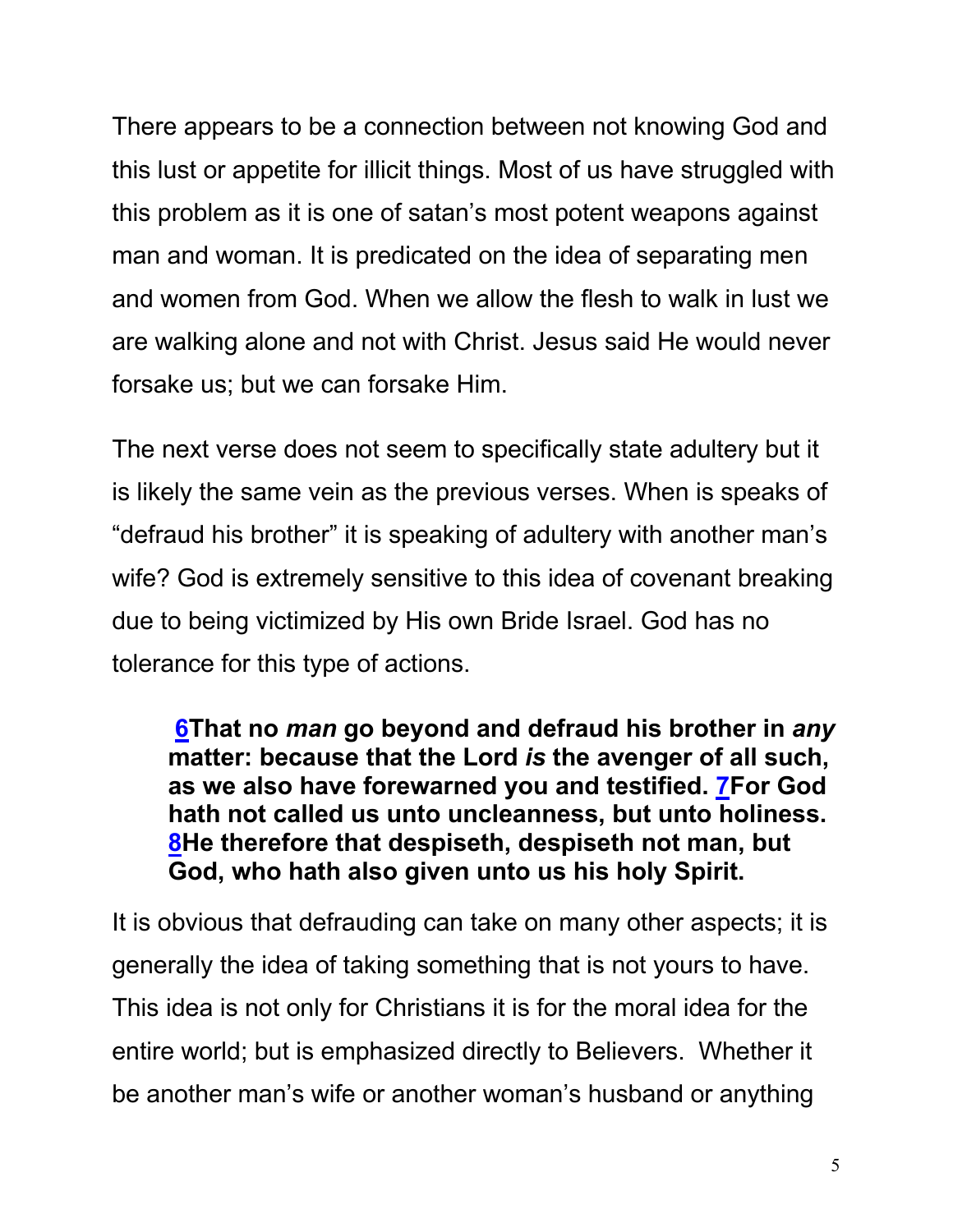There appears to be a connection between not knowing God and this lust or appetite for illicit things. Most of us have struggled with this problem as it is one of satan's most potent weapons against man and woman. It is predicated on the idea of separating men and women from God. When we allow the flesh to walk in lust we are walking alone and not with Christ. Jesus said He would never forsake us; but we can forsake Him.

The next verse does not seem to specifically state adultery but it is likely the same vein as the previous verses. When is speaks of "defraud his brother" it is speaking of adultery with another man's wife? God is extremely sensitive to this idea of covenant breaking due to being victimized by His own Bride Israel. God has no tolerance for this type of actions.

> **6That no *man* go beyond and defraud his brother in *any* matter: because that the Lord *is* the avenger of all such, as we also have forewarned you and testified. 7For God hath not called us unto uncleanness, but unto holiness. 8He therefore that despiseth, despiseth not man, but God, who hath also given unto us his holy Spirit.**

It is obvious that defrauding can take on many other aspects; it is generally the idea of taking something that is not yours to have. This idea is not only for Christians it is for the moral idea for the entire world; but is emphasized directly to Believers. Whether it be another man's wife or another woman's husband or anything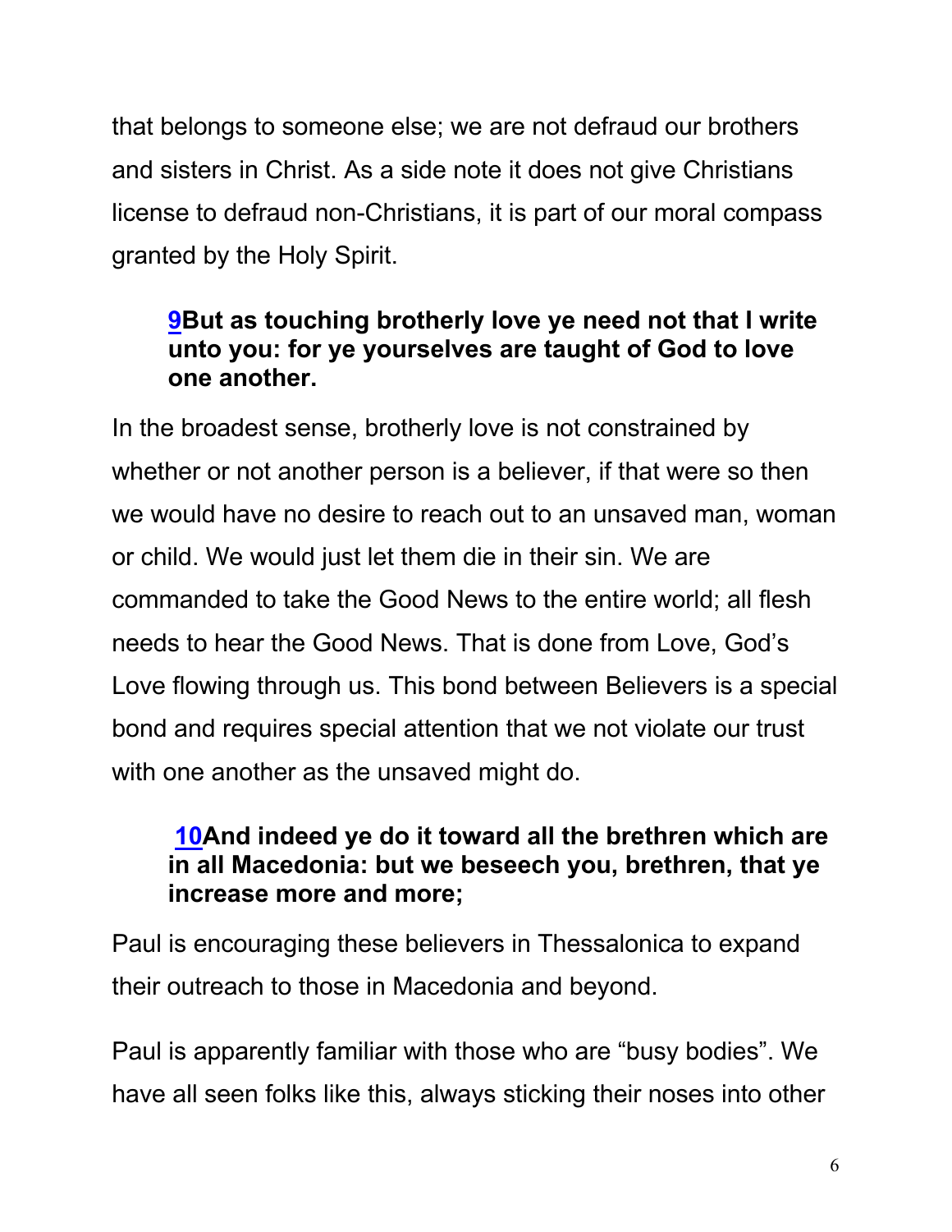that belongs to someone else; we are not defraud our brothers and sisters in Christ. As a side note it does not give Christians license to defraud non-Christians, it is part of our moral compass granted by the Holy Spirit.

> **9But as touching brotherly love ye need not that I write unto you: for ye yourselves are taught of God to love one another.**

In the broadest sense, brotherly love is not constrained by whether or not another person is a believer, if that were so then we would have no desire to reach out to an unsaved man, woman or child. We would just let them die in their sin. We are commanded to take the Good News to the entire world; all flesh needs to hear the Good News. That is done from Love, God's Love flowing through us. This bond between Believers is a special bond and requires special attention that we not violate our trust with one another as the unsaved might do.

> **10And indeed ye do it toward all the brethren which are in all Macedonia: but we beseech you, brethren, that ye increase more and more;**

Paul is encouraging these believers in Thessalonica to expand their outreach to those in Macedonia and beyond.

Paul is apparently familiar with those who are "busy bodies". We have all seen folks like this, always sticking their noses into other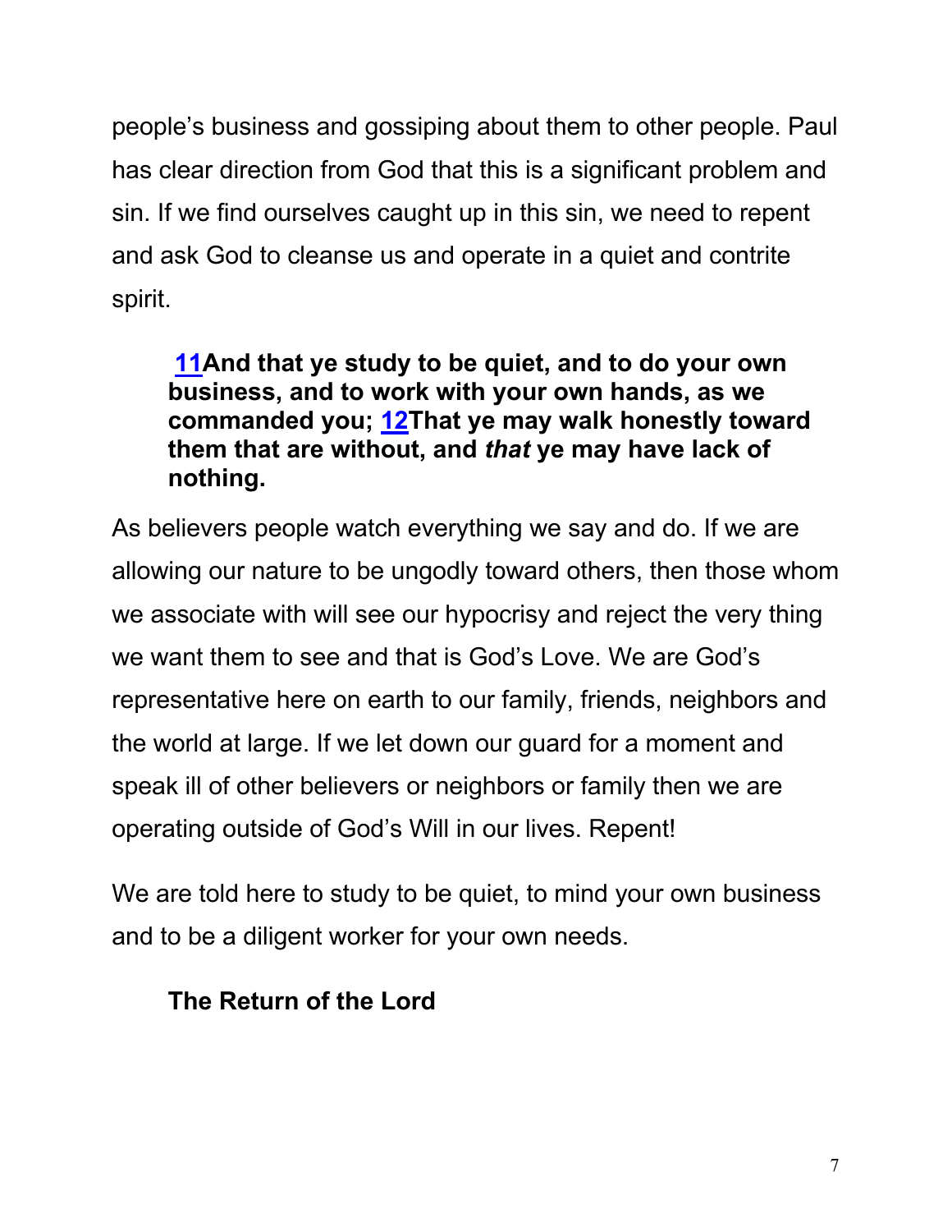people's business and gossiping about them to other people. Paul has clear direction from God that this is a significant problem and sin. If we find ourselves caught up in this sin, we need to repent and ask God to cleanse us and operate in a quiet and contrite spirit.

> **11And that ye study to be quiet, and to do your own business, and to work with your own hands, as we commanded you; 12That ye may walk honestly toward them that are without, and *that* ye may have lack of nothing.**

As believers people watch everything we say and do. If we are allowing our nature to be ungodly toward others, then those whom we associate with will see our hypocrisy and reject the very thing we want them to see and that is God's Love. We are God's representative here on earth to our family, friends, neighbors and the world at large. If we let down our guard for a moment and speak ill of other believers or neighbors or family then we are operating outside of God's Will in our lives. Repent!

We are told here to study to be quiet, to mind your own business and to be a diligent worker for your own needs.

**The Return of the Lord**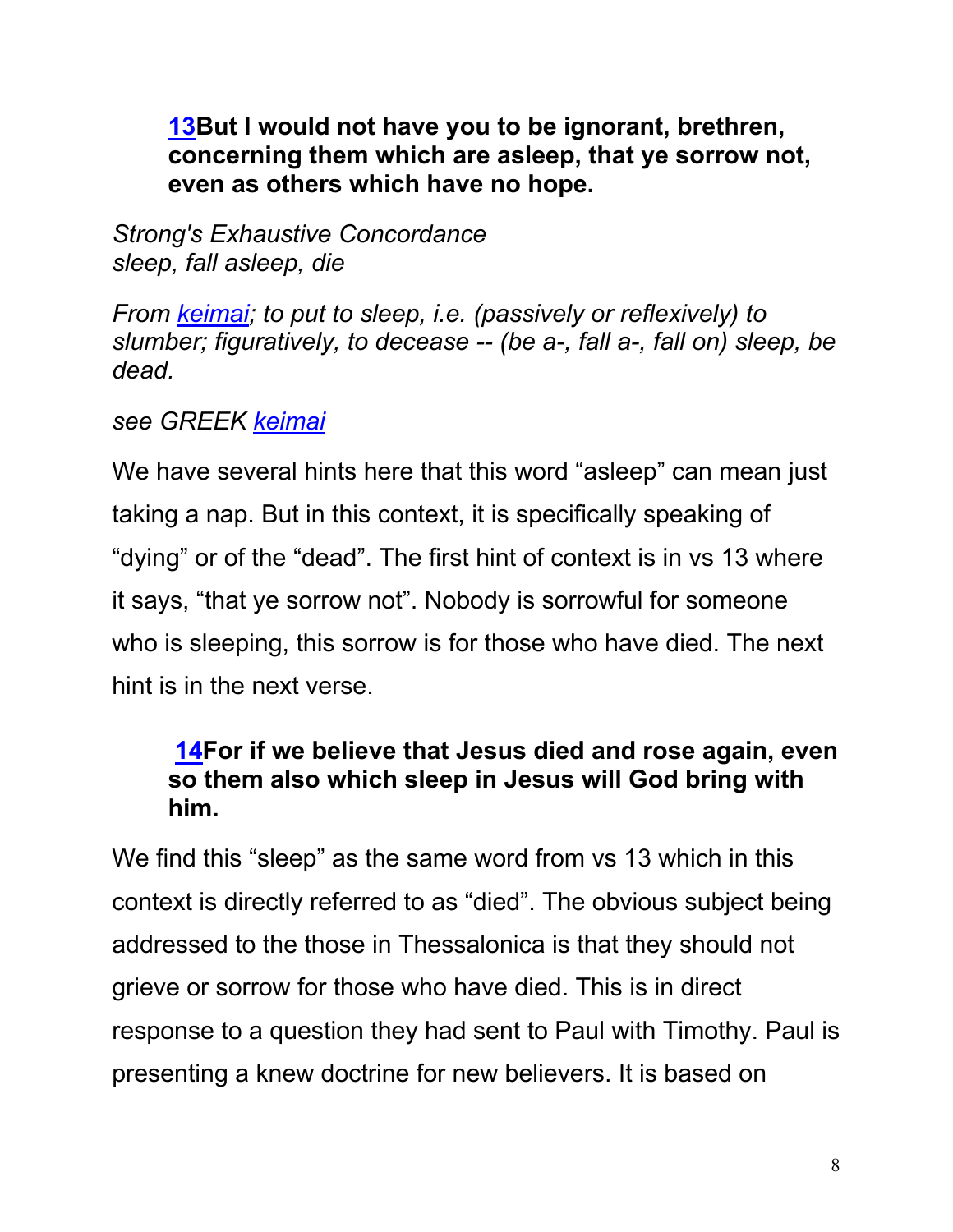**13But I would not have you to be ignorant, brethren, concerning them which are asleep, that ye sorrow not, even as others which have no hope.**

*Strong's Exhaustive Concordance*
*sleep, fall asleep, die*

*From keimai; to put to sleep, i.e. (passively or reflexively) to slumber; figuratively, to decease -- (be a-, fall a-, fall on) sleep, be dead.*

*see GREEK keimai*

We have several hints here that this word "asleep" can mean just taking a nap. But in this context, it is specifically speaking of "dying" or of the "dead". The first hint of context is in vs 13 where it says, "that ye sorrow not". Nobody is sorrowful for someone who is sleeping, this sorrow is for those who have died. The next hint is in the next verse.

**14For if we believe that Jesus died and rose again, even so them also which sleep in Jesus will God bring with him.**

We find this "sleep" as the same word from vs 13 which in this context is directly referred to as "died". The obvious subject being addressed to the those in Thessalonica is that they should not grieve or sorrow for those who have died. This is in direct response to a question they had sent to Paul with Timothy. Paul is presenting a knew doctrine for new believers. It is based on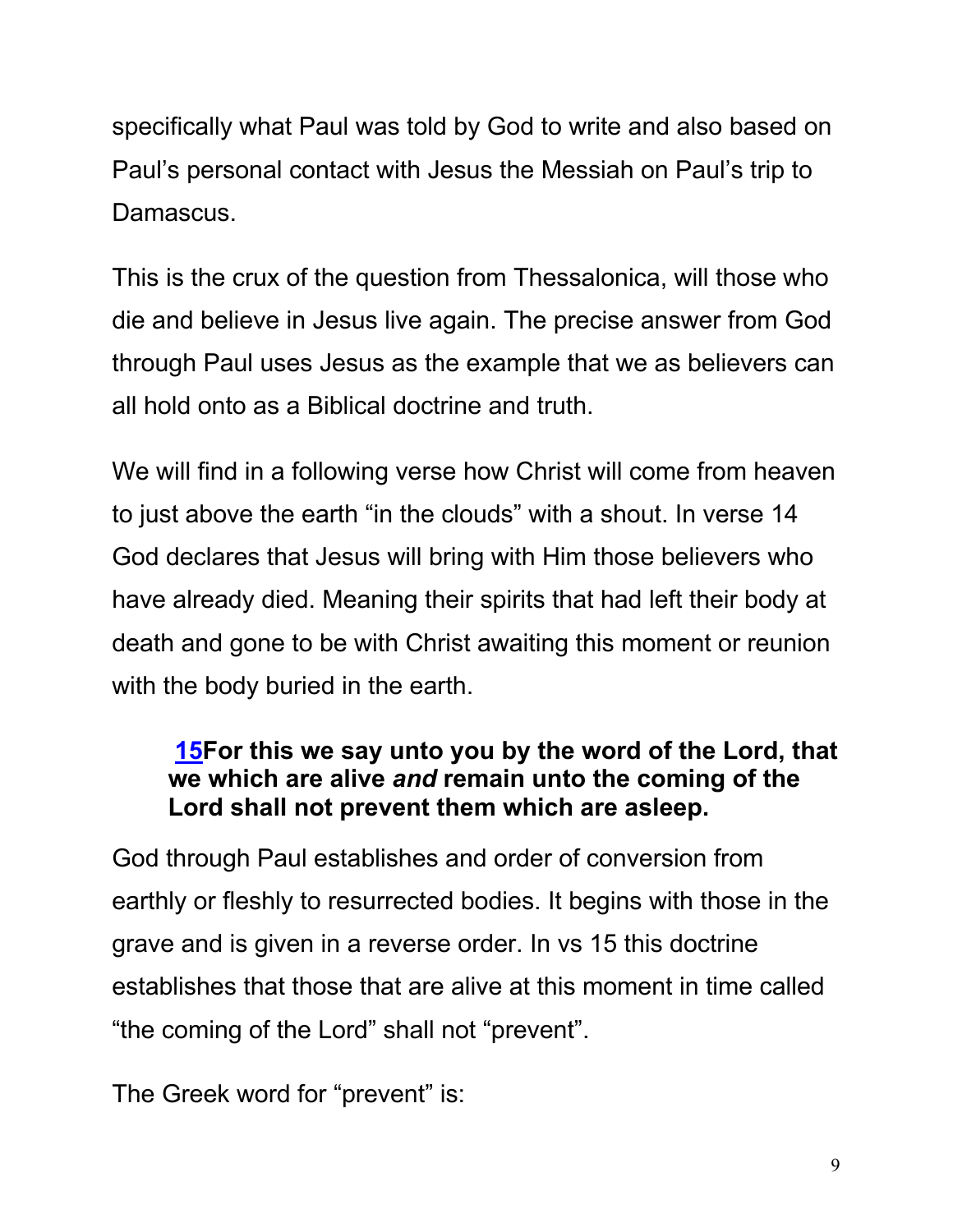specifically what Paul was told by God to write and also based on Paul's personal contact with Jesus the Messiah on Paul's trip to Damascus.

This is the crux of the question from Thessalonica, will those who die and believe in Jesus live again. The precise answer from God through Paul uses Jesus as the example that we as believers can all hold onto as a Biblical doctrine and truth.

We will find in a following verse how Christ will come from heaven to just above the earth "in the clouds" with a shout. In verse 14 God declares that Jesus will bring with Him those believers who have already died. Meaning their spirits that had left their body at death and gone to be with Christ awaiting this moment or reunion with the body buried in the earth.

> **15For this we say unto you by the word of the Lord, that we which are alive *and* remain unto the coming of the Lord shall not prevent them which are asleep.**

God through Paul establishes and order of conversion from earthly or fleshly to resurrected bodies. It begins with those in the grave and is given in a reverse order. In vs 15 this doctrine establishes that those that are alive at this moment in time called "the coming of the Lord" shall not "prevent".

The Greek word for "prevent" is: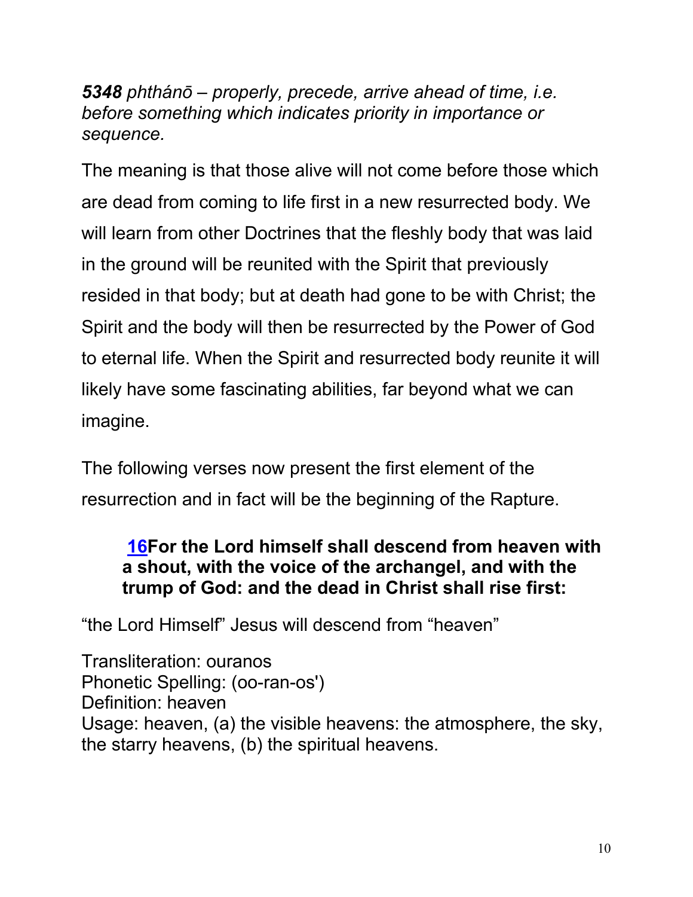***5348** phthánō – properly, precede, arrive ahead of time, i.e. before something which indicates priority in importance or sequence.*

The meaning is that those alive will not come before those which are dead from coming to life first in a new resurrected body. We will learn from other Doctrines that the fleshly body that was laid in the ground will be reunited with the Spirit that previously resided in that body; but at death had gone to be with Christ; the Spirit and the body will then be resurrected by the Power of God to eternal life. When the Spirit and resurrected body reunite it will likely have some fascinating abilities, far beyond what we can imagine.

The following verses now present the first element of the resurrection and in fact will be the beginning of the Rapture.

> **16For the Lord himself shall descend from heaven with a shout, with the voice of the archangel, and with the trump of God: and the dead in Christ shall rise first:**

“the Lord Himself” Jesus will descend from “heaven”

Transliteration: ouranos
Phonetic Spelling: (oo-ran-os')
Definition: heaven
Usage: heaven, (a) the visible heavens: the atmosphere, the sky, the starry heavens, (b) the spiritual heavens.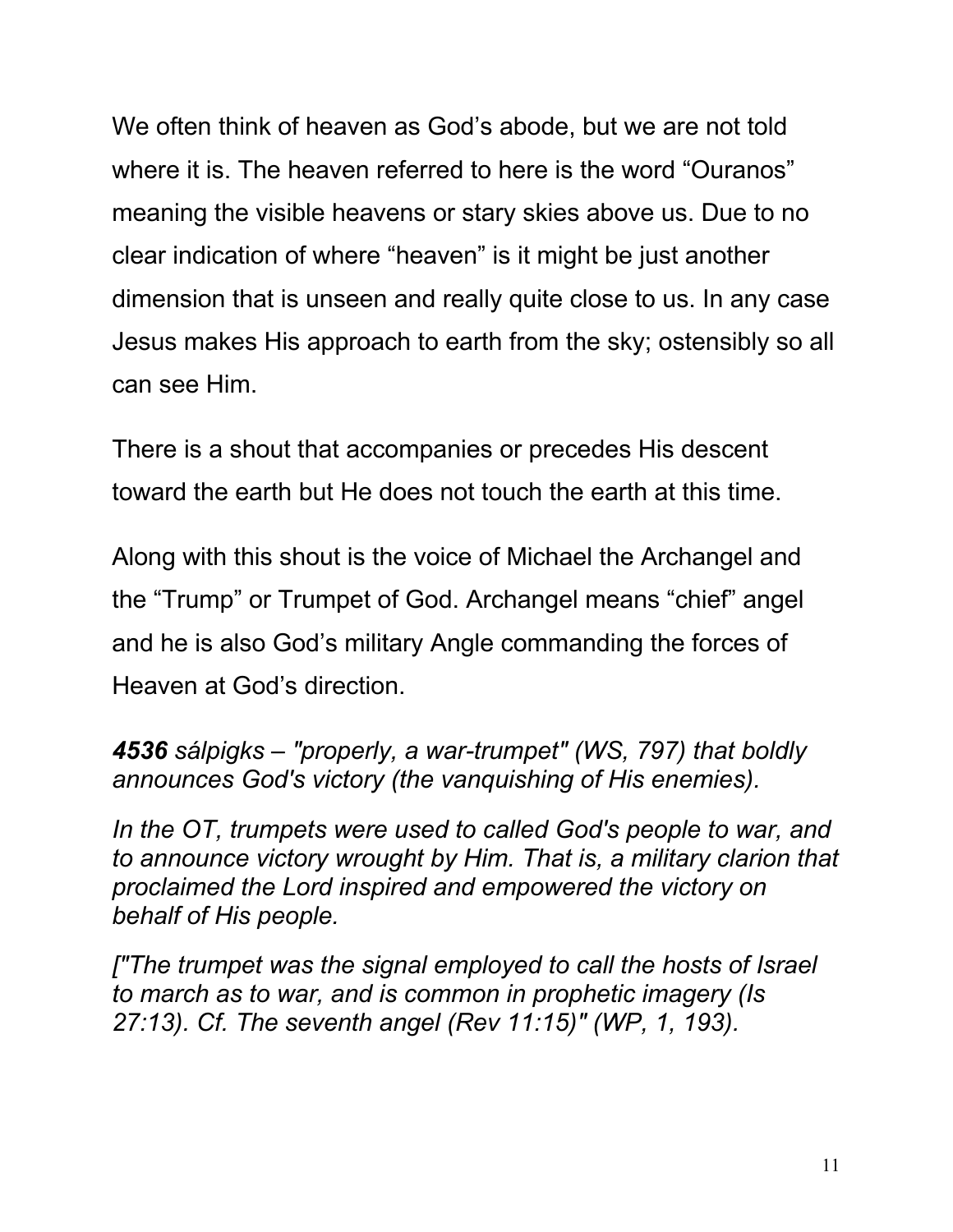We often think of heaven as God's abode, but we are not told where it is. The heaven referred to here is the word "Ouranos" meaning the visible heavens or stary skies above us. Due to no clear indication of where "heaven" is it might be just another dimension that is unseen and really quite close to us. In any case Jesus makes His approach to earth from the sky; ostensibly so all can see Him.

There is a shout that accompanies or precedes His descent toward the earth but He does not touch the earth at this time.

Along with this shout is the voice of Michael the Archangel and the "Trump" or Trumpet of God. Archangel means "chief" angel and he is also God's military Angle commanding the forces of Heaven at God's direction.

***4536*** *sálpigks – "properly, a war-trumpet" (WS, 797) that boldly announces God's victory (the vanquishing of His enemies).*

*In the OT, trumpets were used to called God's people to war, and to announce victory wrought by Him. That is, a military clarion that proclaimed the Lord inspired and empowered the victory on behalf of His people.*

*["The trumpet was the signal employed to call the hosts of Israel to march as to war, and is common in prophetic imagery (Is 27:13). Cf. The seventh angel (Rev 11:15)" (WP, 1, 193).*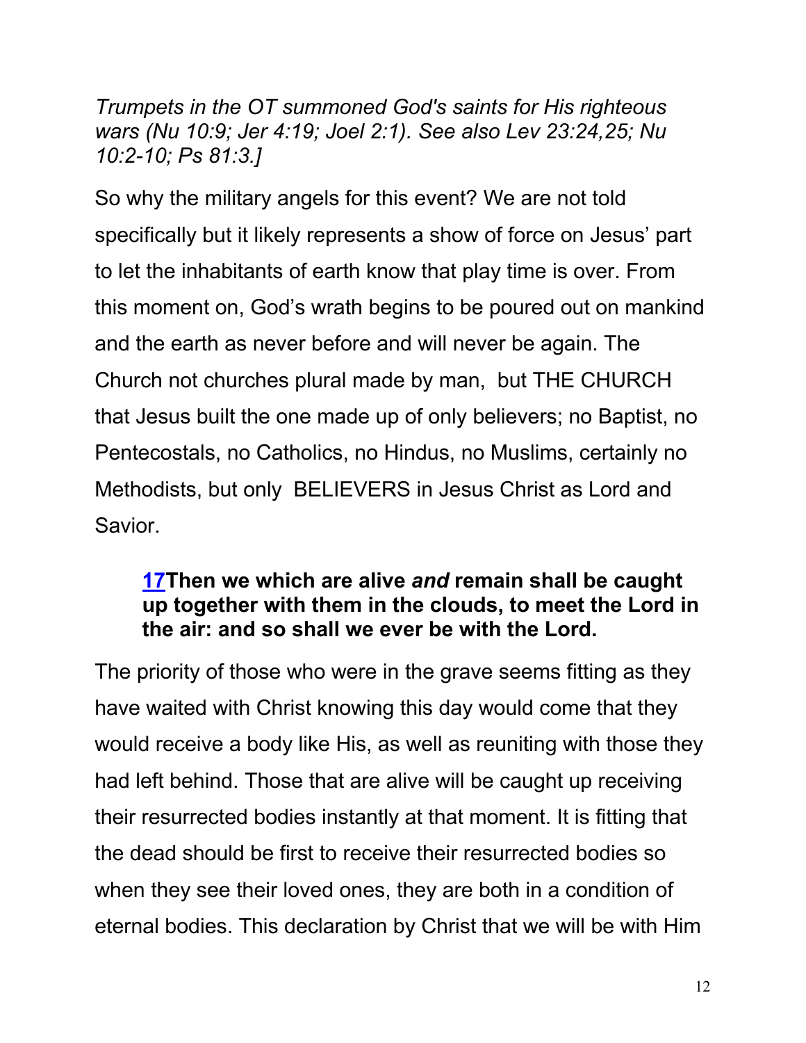*Trumpets in the OT summoned God's saints for His righteous wars (Nu 10:9; Jer 4:19; Joel 2:1). See also Lev 23:24,25; Nu 10:2-10; Ps 81:3.]*

So why the military angels for this event? We are not told specifically but it likely represents a show of force on Jesus' part to let the inhabitants of earth know that play time is over. From this moment on, God's wrath begins to be poured out on mankind and the earth as never before and will never be again. The Church not churches plural made by man, but THE CHURCH that Jesus built the one made up of only believers; no Baptist, no Pentecostals, no Catholics, no Hindus, no Muslims, certainly no Methodists, but only BELIEVERS in Jesus Christ as Lord and Savior.

> **17Then we which are alive *and* remain shall be caught up together with them in the clouds, to meet the Lord in the air: and so shall we ever be with the Lord.**

The priority of those who were in the grave seems fitting as they have waited with Christ knowing this day would come that they would receive a body like His, as well as reuniting with those they had left behind. Those that are alive will be caught up receiving their resurrected bodies instantly at that moment. It is fitting that the dead should be first to receive their resurrected bodies so when they see their loved ones, they are both in a condition of eternal bodies. This declaration by Christ that we will be with Him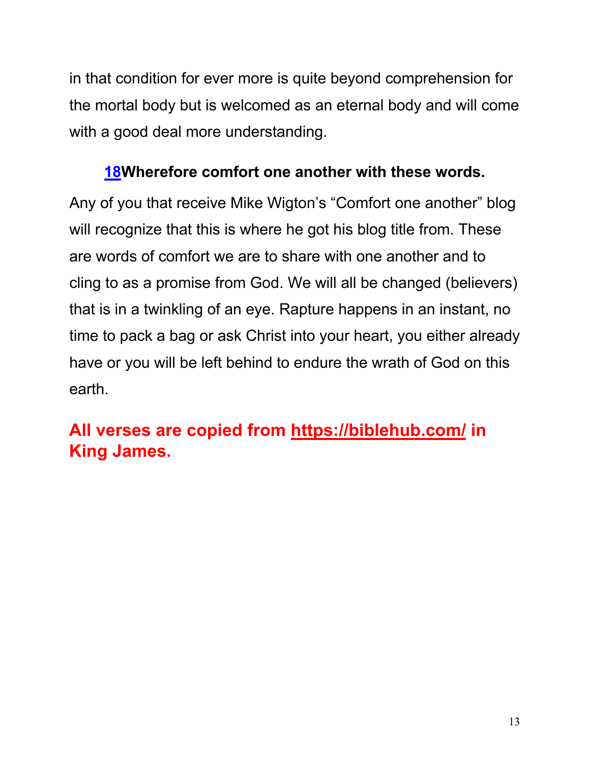in that condition for ever more is quite beyond comprehension for the mortal body but is welcomed as an eternal body and will come with a good deal more understanding.

**18Wherefore comfort one another with these words.**

Any of you that receive Mike Wigton's "Comfort one another" blog will recognize that this is where he got his blog title from. These are words of comfort we are to share with one another and to cling to as a promise from God. We will all be changed (believers) that is in a twinkling of an eye. Rapture happens in an instant, no time to pack a bag or ask Christ into your heart, you either already have or you will be left behind to endure the wrath of God on this earth.

**All verses are copied from https://biblehub.com/ in King James.**